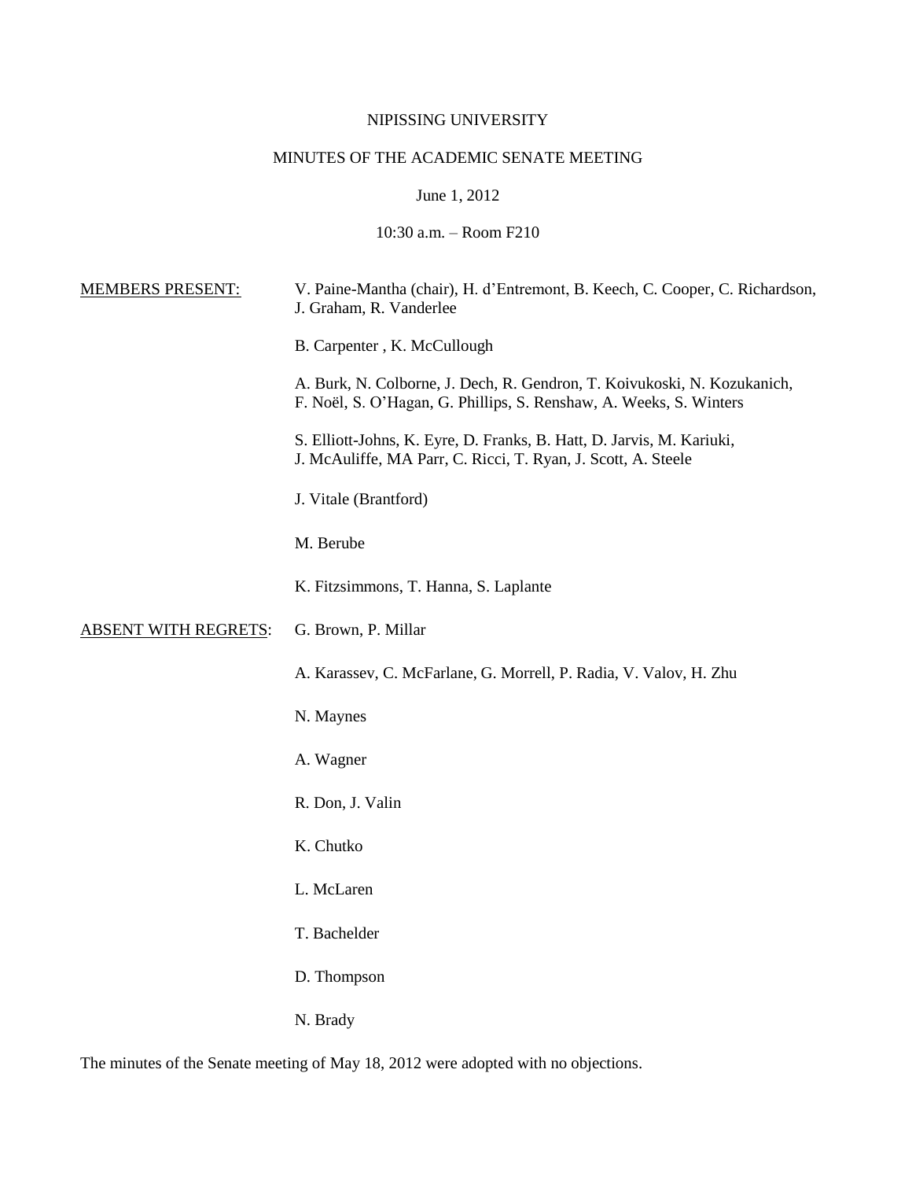NIPISSING UNIVERSITY

MINUTES OF THE ACADEMIC SENATE MEETING

June 1, 2012

10:30 a.m. – Room F210

MEMBERS PRESENT:

V. Paine-Mantha (chair), H. d'Entremont, B. Keech, C. Cooper, C. Richardson, J. Graham, R. Vanderlee

B. Carpenter , K. McCullough

A. Burk, N. Colborne, J. Dech, R. Gendron, T. Koivukoski, N. Kozukanich, F. Noël, S. O'Hagan, G. Phillips, S. Renshaw, A. Weeks, S. Winters

S. Elliott-Johns, K. Eyre, D. Franks, B. Hatt, D. Jarvis, M. Kariuki, J. McAuliffe, MA Parr, C. Ricci, T. Ryan, J. Scott, A. Steele

J. Vitale (Brantford)

M. Berube

K. Fitzsimmons, T. Hanna, S. Laplante

ABSENT WITH REGRETS:

G. Brown, P. Millar

A. Karassev, C. McFarlane, G. Morrell, P. Radia, V. Valov, H. Zhu

N. Maynes

A. Wagner

R. Don, J. Valin

K. Chutko

L. McLaren

T. Bachelder

D. Thompson

N. Brady

The minutes of the Senate meeting of May 18, 2012 were adopted with no objections.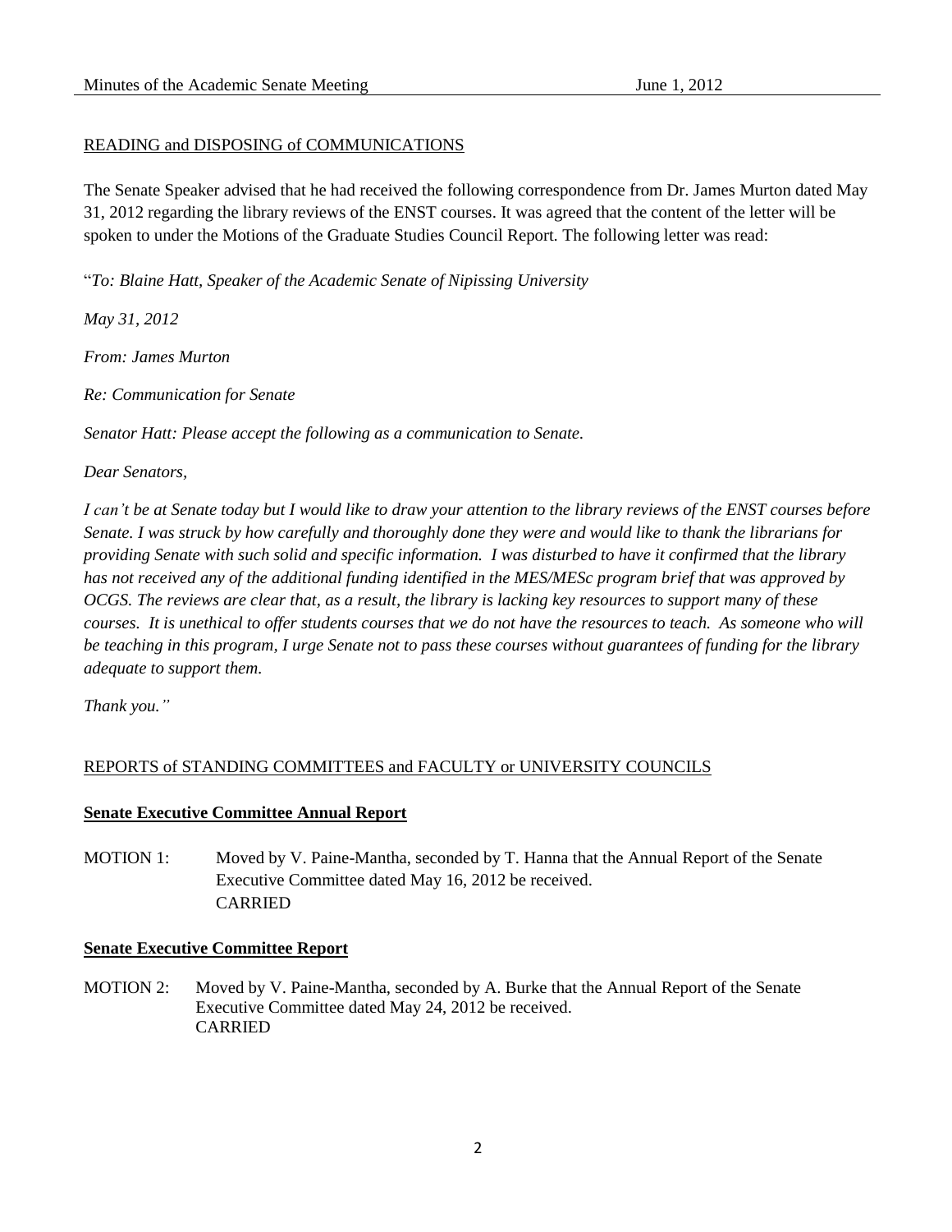READING and DISPOSING of COMMUNICATIONS

The Senate Speaker advised that he had received the following correspondence from Dr. James Murton dated May 31, 2012 regarding the library reviews of the ENST courses. It was agreed that the content of the letter will be spoken to under the Motions of the Graduate Studies Council Report. The following letter was read:

"*To: Blaine Hatt, Speaker of the Academic Senate of Nipissing University*

*May 31, 2012*

*From: James Murton*

*Re: Communication for Senate*

*Senator Hatt: Please accept the following as a communication to Senate.*

*Dear Senators,*

*I can't be at Senate today but I would like to draw your attention to the library reviews of the ENST courses before Senate. I was struck by how carefully and thoroughly done they were and would like to thank the librarians for providing Senate with such solid and specific information. I was disturbed to have it confirmed that the library has not received any of the additional funding identified in the MES/MESc program brief that was approved by OCGS. The reviews are clear that, as a result, the library is lacking key resources to support many of these courses. It is unethical to offer students courses that we do not have the resources to teach. As someone who will be teaching in this program, I urge Senate not to pass these courses without guarantees of funding for the library adequate to support them.*

*Thank you."*

REPORTS of STANDING COMMITTEES and FACULTY or UNIVERSITY COUNCILS

**Senate Executive Committee Annual Report**

MOTION 1: Moved by V. Paine-Mantha, seconded by T. Hanna that the Annual Report of the Senate Executive Committee dated May 16, 2012 be received.
CARRIED

**Senate Executive Committee Report**

MOTION 2: Moved by V. Paine-Mantha, seconded by A. Burke that the Annual Report of the Senate Executive Committee dated May 24, 2012 be received.
CARRIED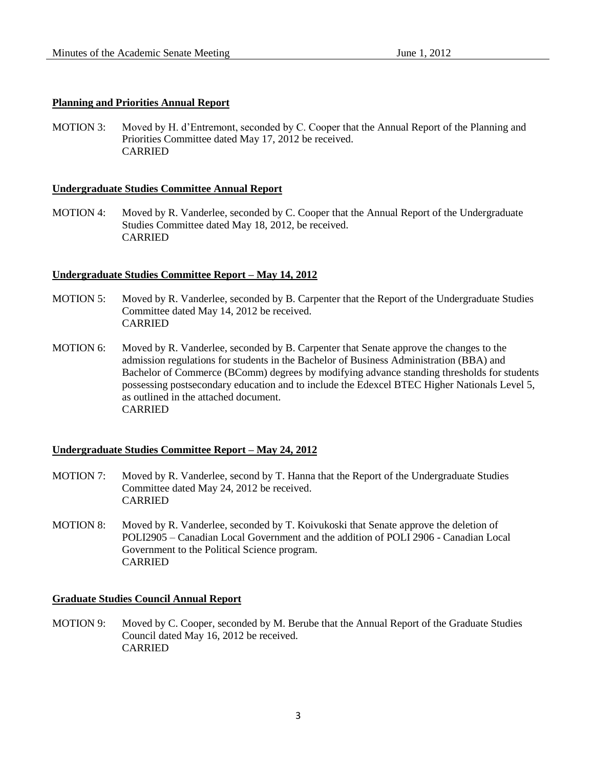**Planning and Priorities Annual Report**

MOTION 3: Moved by H. d'Entremont, seconded by C. Cooper that the Annual Report of the Planning and Priorities Committee dated May 17, 2012 be received.
CARRIED

**Undergraduate Studies Committee Annual Report**

MOTION 4: Moved by R. Vanderlee, seconded by C. Cooper that the Annual Report of the Undergraduate Studies Committee dated May 18, 2012, be received.
CARRIED

**Undergraduate Studies Committee Report – May 14, 2012**

MOTION 5: Moved by R. Vanderlee, seconded by B. Carpenter that the Report of the Undergraduate Studies Committee dated May 14, 2012 be received.
CARRIED

MOTION 6: Moved by R. Vanderlee, seconded by B. Carpenter that Senate approve the changes to the admission regulations for students in the Bachelor of Business Administration (BBA) and Bachelor of Commerce (BComm) degrees by modifying advance standing thresholds for students possessing postsecondary education and to include the Edexcel BTEC Higher Nationals Level 5, as outlined in the attached document.
CARRIED

**Undergraduate Studies Committee Report – May 24, 2012**

MOTION 7: Moved by R. Vanderlee, second by T. Hanna that the Report of the Undergraduate Studies Committee dated May 24, 2012 be received.
CARRIED

MOTION 8: Moved by R. Vanderlee, seconded by T. Koivukoski that Senate approve the deletion of POLI2905 – Canadian Local Government and the addition of POLI 2906 - Canadian Local Government to the Political Science program.
CARRIED

**Graduate Studies Council Annual Report**

MOTION 9: Moved by C. Cooper, seconded by M. Berube that the Annual Report of the Graduate Studies Council dated May 16, 2012 be received.
CARRIED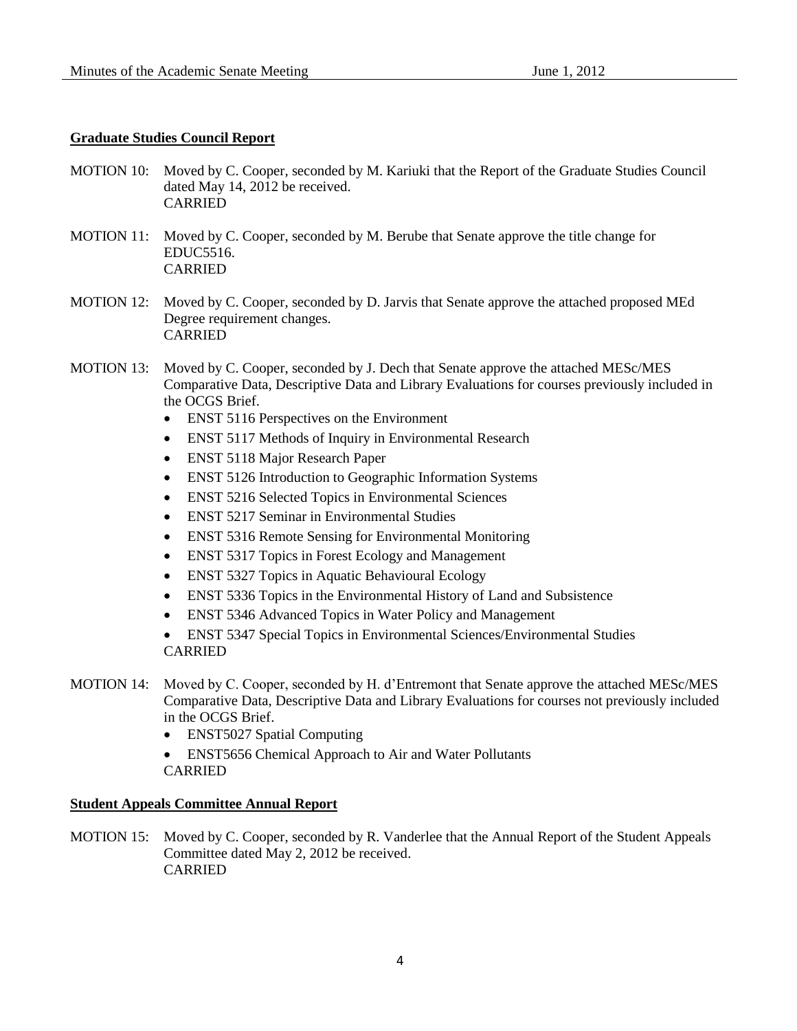## Graduate Studies Council Report

MOTION 10: Moved by C. Cooper, seconded by M. Kariuki that the Report of the Graduate Studies Council dated May 14, 2012 be received.
CARRIED

MOTION 11: Moved by C. Cooper, seconded by M. Berube that Senate approve the title change for EDUC5516.
CARRIED

MOTION 12: Moved by C. Cooper, seconded by D. Jarvis that Senate approve the attached proposed MEd Degree requirement changes.
CARRIED

MOTION 13: Moved by C. Cooper, seconded by J. Dech that Senate approve the attached MESc/MES Comparative Data, Descriptive Data and Library Evaluations for courses previously included in the OCGS Brief.

- ENST 5116 Perspectives on the Environment
- ENST 5117 Methods of Inquiry in Environmental Research
- ENST 5118 Major Research Paper
- ENST 5126 Introduction to Geographic Information Systems
- ENST 5216 Selected Topics in Environmental Sciences
- ENST 5217 Seminar in Environmental Studies
- ENST 5316 Remote Sensing for Environmental Monitoring
- ENST 5317 Topics in Forest Ecology and Management
- ENST 5327 Topics in Aquatic Behavioural Ecology
- ENST 5336 Topics in the Environmental History of Land and Subsistence
- ENST 5346 Advanced Topics in Water Policy and Management
- ENST 5347 Special Topics in Environmental Sciences/Environmental Studies

CARRIED

MOTION 14: Moved by C. Cooper, seconded by H. d'Entremont that Senate approve the attached MESc/MES Comparative Data, Descriptive Data and Library Evaluations for courses not previously included in the OCGS Brief.

- ENST5027 Spatial Computing
- ENST5656 Chemical Approach to Air and Water Pollutants

CARRIED

## Student Appeals Committee Annual Report

MOTION 15: Moved by C. Cooper, seconded by R. Vanderlee that the Annual Report of the Student Appeals Committee dated May 2, 2012 be received.
CARRIED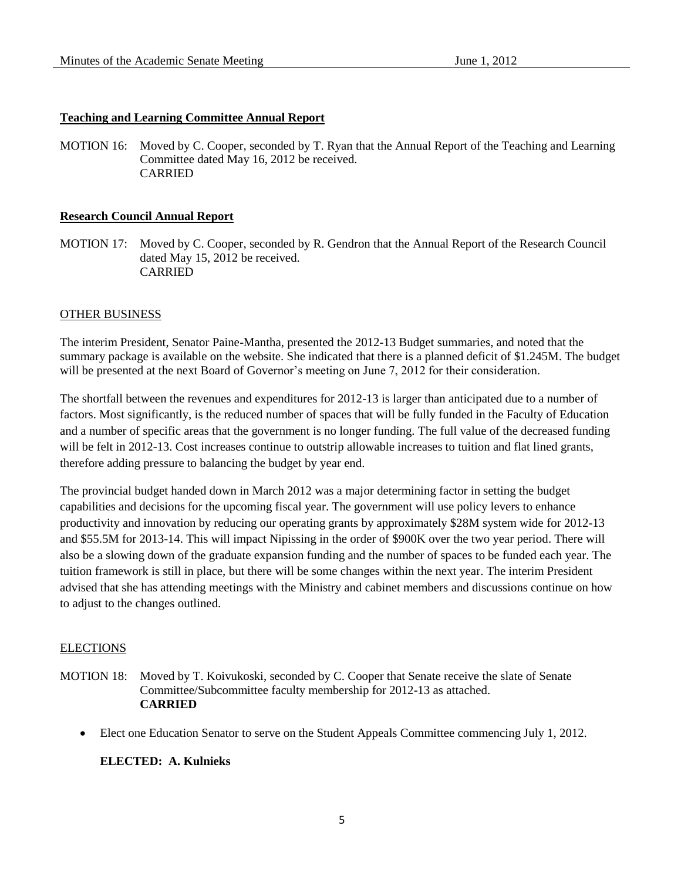**Teaching and Learning Committee Annual Report**

MOTION 16: Moved by C. Cooper, seconded by T. Ryan that the Annual Report of the Teaching and Learning Committee dated May 16, 2012 be received.
CARRIED

**Research Council Annual Report**

MOTION 17: Moved by C. Cooper, seconded by R. Gendron that the Annual Report of the Research Council dated May 15, 2012 be received.
CARRIED

OTHER BUSINESS

The interim President, Senator Paine-Mantha, presented the 2012-13 Budget summaries, and noted that the summary package is available on the website. She indicated that there is a planned deficit of $1.245M. The budget will be presented at the next Board of Governor's meeting on June 7, 2012 for their consideration.

The shortfall between the revenues and expenditures for 2012-13 is larger than anticipated due to a number of factors. Most significantly, is the reduced number of spaces that will be fully funded in the Faculty of Education and a number of specific areas that the government is no longer funding. The full value of the decreased funding will be felt in 2012-13. Cost increases continue to outstrip allowable increases to tuition and flat lined grants, therefore adding pressure to balancing the budget by year end.

The provincial budget handed down in March 2012 was a major determining factor in setting the budget capabilities and decisions for the upcoming fiscal year. The government will use policy levers to enhance productivity and innovation by reducing our operating grants by approximately $28M system wide for 2012-13 and $55.5M for 2013-14. This will impact Nipissing in the order of $900K over the two year period. There will also be a slowing down of the graduate expansion funding and the number of spaces to be funded each year. The tuition framework is still in place, but there will be some changes within the next year. The interim President advised that she has attending meetings with the Ministry and cabinet members and discussions continue on how to adjust to the changes outlined.

ELECTIONS

MOTION 18: Moved by T. Koivukoski, seconded by C. Cooper that Senate receive the slate of Senate Committee/Subcommittee faculty membership for 2012-13 as attached.
**CARRIED**

- Elect one Education Senator to serve on the Student Appeals Committee commencing July 1, 2012.

**ELECTED: A. Kulnieks**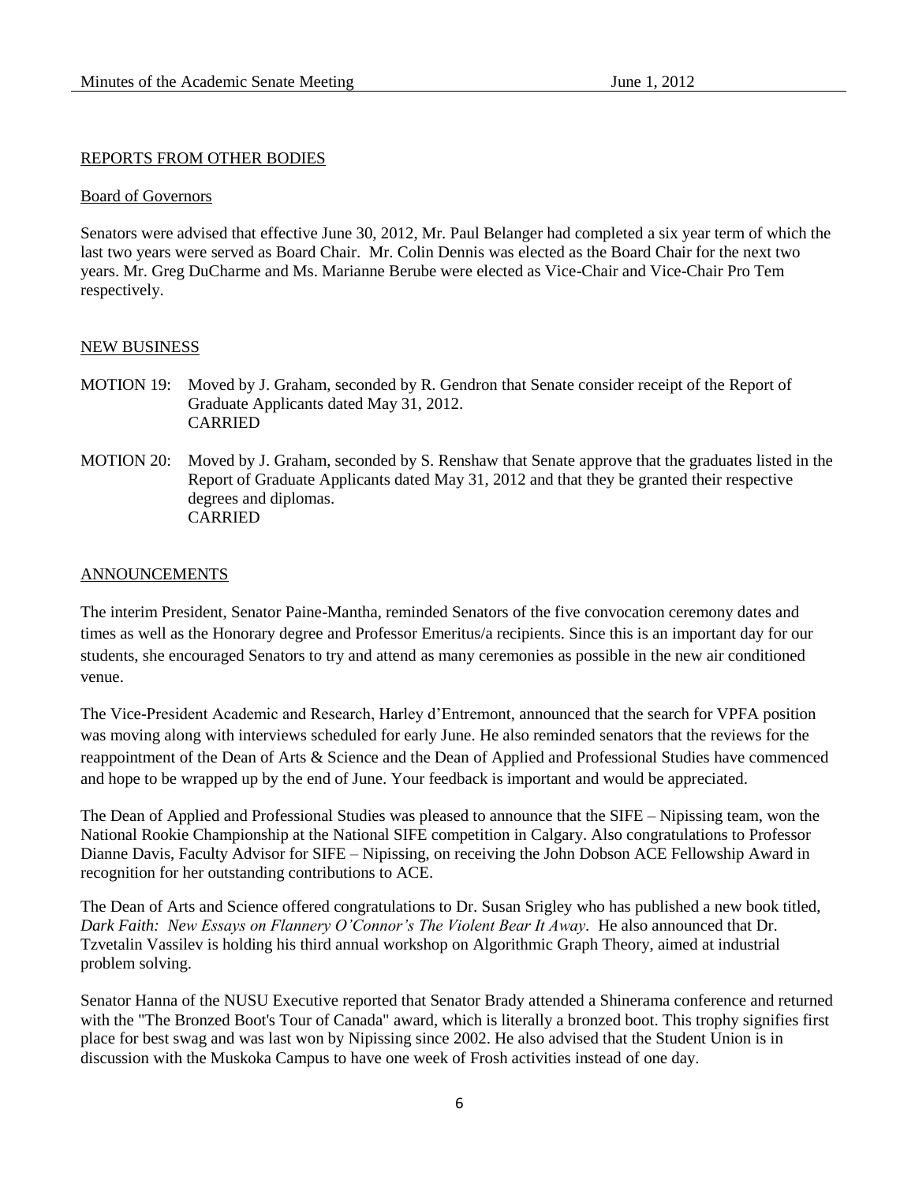## REPORTS FROM OTHER BODIES

### Board of Governors

Senators were advised that effective June 30, 2012, Mr. Paul Belanger had completed a six year term of which the last two years were served as Board Chair. Mr. Colin Dennis was elected as the Board Chair for the next two years. Mr. Greg DuCharme and Ms. Marianne Berube were elected as Vice-Chair and Vice-Chair Pro Tem respectively.

## NEW BUSINESS

MOTION 19: Moved by J. Graham, seconded by R. Gendron that Senate consider receipt of the Report of Graduate Applicants dated May 31, 2012.
CARRIED

MOTION 20: Moved by J. Graham, seconded by S. Renshaw that Senate approve that the graduates listed in the Report of Graduate Applicants dated May 31, 2012 and that they be granted their respective degrees and diplomas.
CARRIED

## ANNOUNCEMENTS

The interim President, Senator Paine-Mantha, reminded Senators of the five convocation ceremony dates and times as well as the Honorary degree and Professor Emeritus/a recipients. Since this is an important day for our students, she encouraged Senators to try and attend as many ceremonies as possible in the new air conditioned venue.

The Vice-President Academic and Research, Harley d'Entremont, announced that the search for VPFA position was moving along with interviews scheduled for early June. He also reminded senators that the reviews for the reappointment of the Dean of Arts & Science and the Dean of Applied and Professional Studies have commenced and hope to be wrapped up by the end of June. Your feedback is important and would be appreciated.

The Dean of Applied and Professional Studies was pleased to announce that the SIFE – Nipissing team, won the National Rookie Championship at the National SIFE competition in Calgary. Also congratulations to Professor Dianne Davis, Faculty Advisor for SIFE – Nipissing, on receiving the John Dobson ACE Fellowship Award in recognition for her outstanding contributions to ACE.

The Dean of Arts and Science offered congratulations to Dr. Susan Srigley who has published a new book titled, *Dark Faith: New Essays on Flannery O'Connor's The Violent Bear It Away*. He also announced that Dr. Tzvetalin Vassilev is holding his third annual workshop on Algorithmic Graph Theory, aimed at industrial problem solving.

Senator Hanna of the NUSU Executive reported that Senator Brady attended a Shinerama conference and returned with the "The Bronzed Boot's Tour of Canada" award, which is literally a bronzed boot. This trophy signifies first place for best swag and was last won by Nipissing since 2002. He also advised that the Student Union is in discussion with the Muskoka Campus to have one week of Frosh activities instead of one day.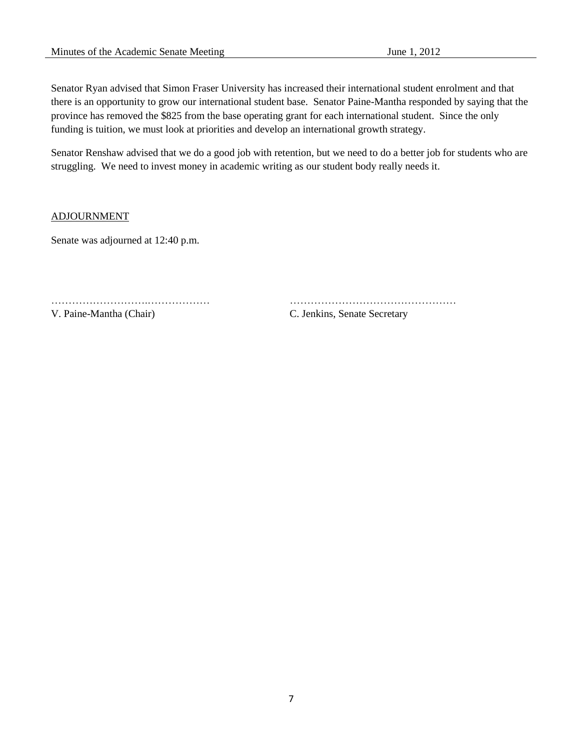Senator Ryan advised that Simon Fraser University has increased their international student enrolment and that there is an opportunity to grow our international student base. Senator Paine-Mantha responded by saying that the province has removed the $825 from the base operating grant for each international student. Since the only funding is tuition, we must look at priorities and develop an international growth strategy.

Senator Renshaw advised that we do a good job with retention, but we need to do a better job for students who are struggling. We need to invest money in academic writing as our student body really needs it.

## ADJOURNMENT

Senate was adjourned at 12:40 p.m.

| | |
|---|---|
| ……………………….……………… | ………………………………………… |
| V. Paine-Mantha (Chair) | C. Jenkins, Senate Secretary |